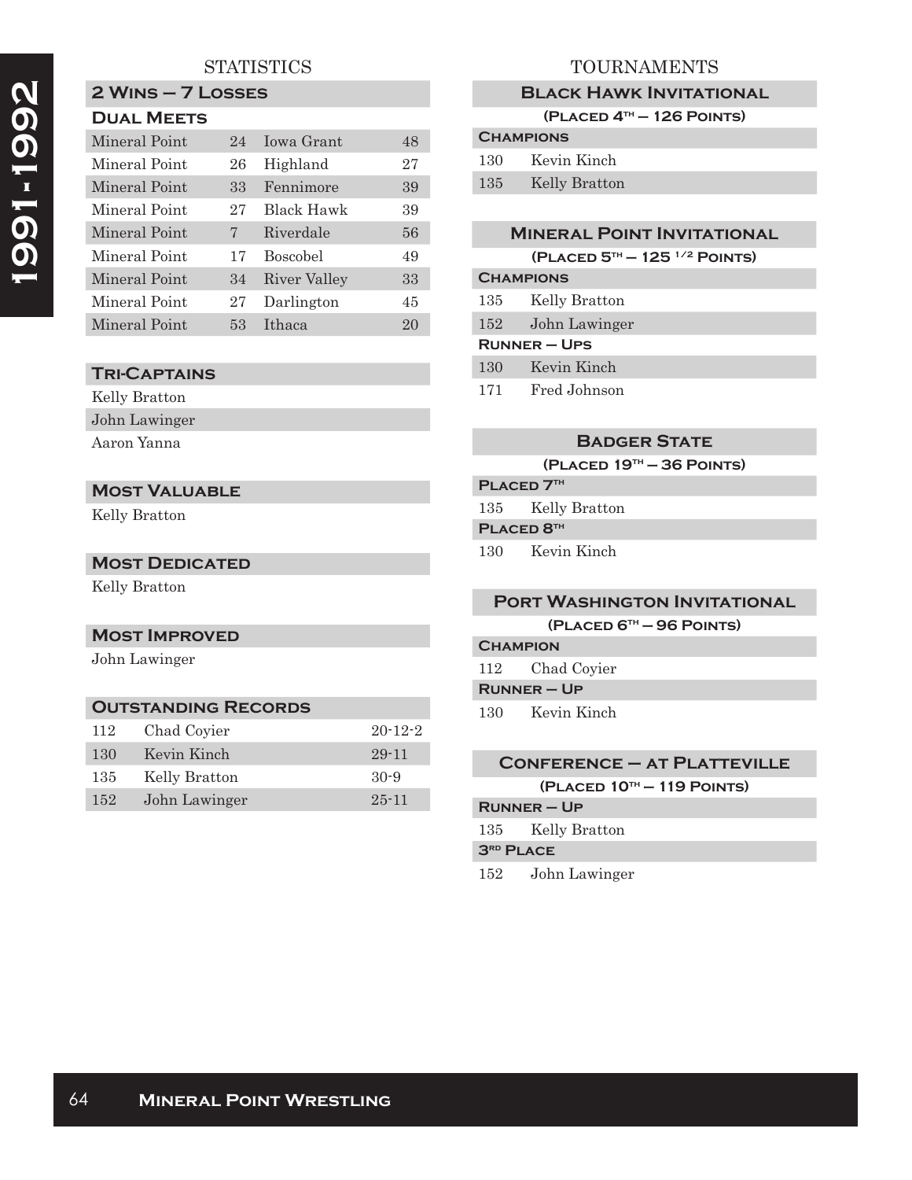# 1991-1992

## STATISTICS

### 2 Wins – 7 Losses

#### Dual Meets

| | | | |
|---|---|---|---|
| Mineral Point | 24 | Iowa Grant | 48 |
| Mineral Point | 26 | Highland | 27 |
| Mineral Point | 33 | Fennimore | 39 |
| Mineral Point | 27 | Black Hawk | 39 |
| Mineral Point | 7 | Riverdale | 56 |
| Mineral Point | 17 | Boscobel | 49 |
| Mineral Point | 34 | River Valley | 33 |
| Mineral Point | 27 | Darlington | 45 |
| Mineral Point | 53 | Ithaca | 20 |

### Tri-Captains

Kelly Bratton
John Lawinger
Aaron Yanna

### Most Valuable

Kelly Bratton

### Most Dedicated

Kelly Bratton

### Most Improved

John Lawinger

### Outstanding Records

| | | |
|---|---|---|
| 112 | Chad Coyier | 20-12-2 |
| 130 | Kevin Kinch | 29-11 |
| 135 | Kelly Bratton | 30-9 |
| 152 | John Lawinger | 25-11 |

## TOURNAMENTS

### Black Hawk Invitational

(Placed 4th – 126 Points)

**Champions**

| | |
|---|---|
| 130 | Kevin Kinch |
| 135 | Kelly Bratton |

### Mineral Point Invitational

(Placed 5th – 125 1/2 Points)

**Champions**

| | |
|---|---|
| 135 | Kelly Bratton |
| 152 | John Lawinger |

**Runner – Ups**

| | |
|---|---|
| 130 | Kevin Kinch |
| 171 | Fred Johnson |

### Badger State

(Placed 19th – 36 Points)

**Placed 7th**

| | |
|---|---|
| 135 | Kelly Bratton |

**Placed 8th**

| | |
|---|---|
| 130 | Kevin Kinch |

### Port Washington Invitational

(Placed 6th – 96 Points)

**Champion**

| | |
|---|---|
| 112 | Chad Coyier |

**Runner – Up**

| | |
|---|---|
| 130 | Kevin Kinch |

### Conference – at Platteville

(Placed 10th – 119 Points)

**Runner – Up**

| | |
|---|---|
| 135 | Kelly Bratton |

**3rd Place**

| | |
|---|---|
| 152 | John Lawinger |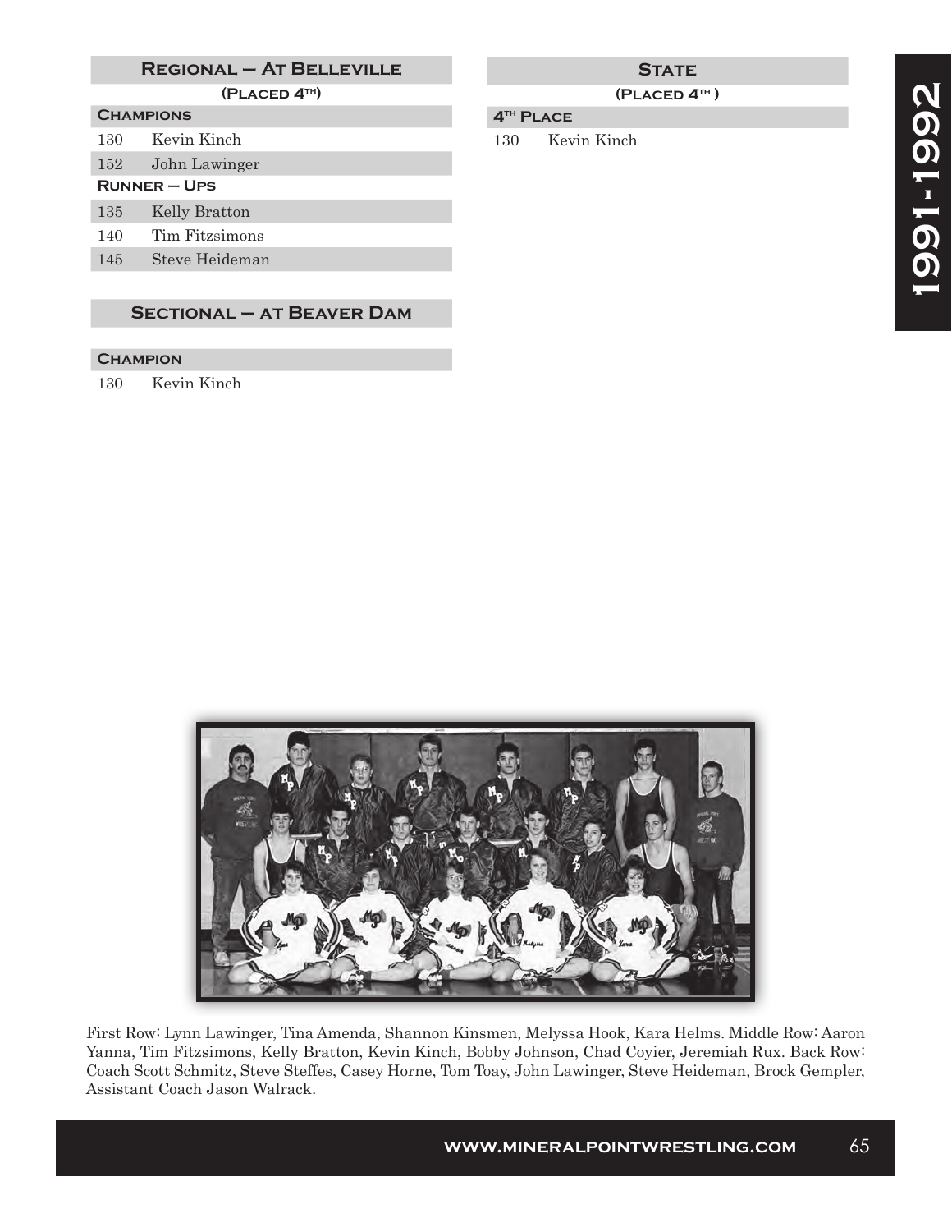## Regional – At Belleville

**(Placed 4th)**

| | |
|---|---|
| **Champions** | |
| 130 | Kevin Kinch |
| 152 | John Lawinger |
| **Runner – Ups** | |
| 135 | Kelly Bratton |
| 140 | Tim Fitzsimons |
| 145 | Steve Heideman |

## Sectional – at Beaver Dam

| | |
|---|---|
| **Champion** | |
| 130 | Kevin Kinch |

## State

**(Placed 4th)**

| | |
|---|---|
| **4th Place** | |
| 130 | Kevin Kinch |

1991-1992

First Row: Lynn Lawinger, Tina Amenda, Shannon Kinsmen, Melyssa Hook, Kara Helms. Middle Row: Aaron Yanna, Tim Fitzsimons, Kelly Bratton, Kevin Kinch, Bobby Johnson, Chad Coyier, Jeremiah Rux. Back Row: Coach Scott Schmitz, Steve Steffes, Casey Horne, Tom Toay, John Lawinger, Steve Heideman, Brock Gempler, Assistant Coach Jason Walrack.